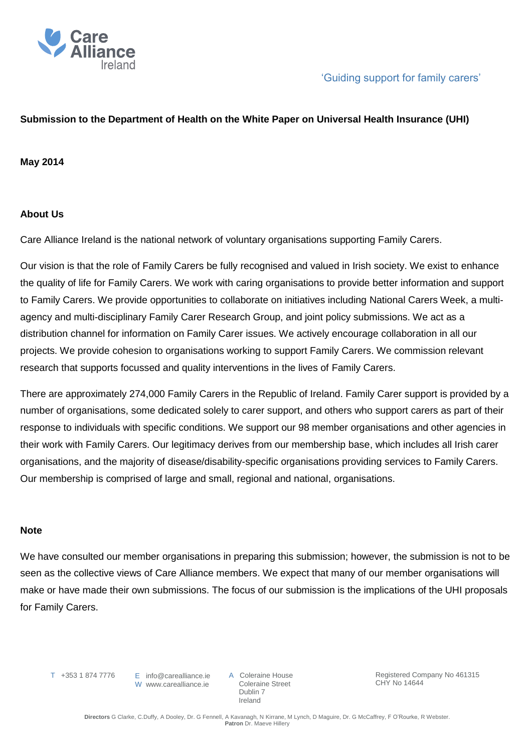Care Alliance Ireland

'Guiding support for family carers'

**Submission to the Department of Health on the White Paper on Universal Health Insurance (UHI)**

**May 2014**

## About Us

Care Alliance Ireland is the national network of voluntary organisations supporting Family Carers.

Our vision is that the role of Family Carers be fully recognised and valued in Irish society. We exist to enhance the quality of life for Family Carers. We work with caring organisations to provide better information and support to Family Carers. We provide opportunities to collaborate on initiatives including National Carers Week, a multi-agency and multi-disciplinary Family Carer Research Group, and joint policy submissions. We act as a distribution channel for information on Family Carer issues. We actively encourage collaboration in all our projects. We provide cohesion to organisations working to support Family Carers. We commission relevant research that supports focussed and quality interventions in the lives of Family Carers.

There are approximately 274,000 Family Carers in the Republic of Ireland. Family Carer support is provided by a number of organisations, some dedicated solely to carer support, and others who support carers as part of their response to individuals with specific conditions. We support our 98 member organisations and other agencies in their work with Family Carers. Our legitimacy derives from our membership base, which includes all Irish carer organisations, and the majority of disease/disability-specific organisations providing services to Family Carers. Our membership is comprised of large and small, regional and national, organisations.

## Note

We have consulted our member organisations in preparing this submission; however, the submission is not to be seen as the collective views of Care Alliance members. We expect that many of our member organisations will make or have made their own submissions. The focus of our submission is the implications of the UHI proposals for Family Carers.

T +353 1 874 7776 E info@carealliance.ie W www.carealliance.ie A Coleraine House Coleraine Street Dublin 7 Ireland Registered Company No 461315 CHY No 14644

**Directors** G Clarke, C.Duffy, A Dooley, Dr. G Fennell, A Kavanagh, N Kirrane, M Lynch, D Maguire, Dr. G McCaffrey, F O'Rourke, R Webster.
**Patron** Dr. Maeve Hillery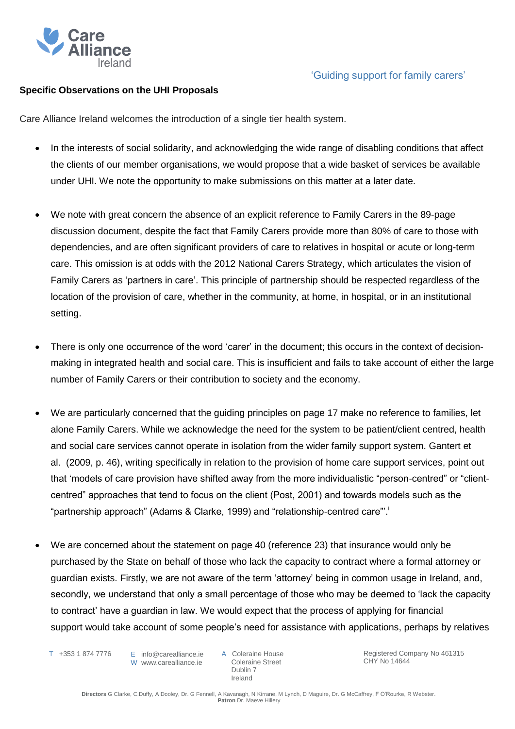**Specific Observations on the UHI Proposals**

Care Alliance Ireland welcomes the introduction of a single tier health system.

- In the interests of social solidarity, and acknowledging the wide range of disabling conditions that affect the clients of our member organisations, we would propose that a wide basket of services be available under UHI. We note the opportunity to make submissions on this matter at a later date.

- We note with great concern the absence of an explicit reference to Family Carers in the 89-page discussion document, despite the fact that Family Carers provide more than 80% of care to those with dependencies, and are often significant providers of care to relatives in hospital or acute or long-term care. This omission is at odds with the 2012 National Carers Strategy, which articulates the vision of Family Carers as 'partners in care'. This principle of partnership should be respected regardless of the location of the provision of care, whether in the community, at home, in hospital, or in an institutional setting.

- There is only one occurrence of the word 'carer' in the document; this occurs in the context of decision-making in integrated health and social care. This is insufficient and fails to take account of either the large number of Family Carers or their contribution to society and the economy.

- We are particularly concerned that the guiding principles on page 17 make no reference to families, let alone Family Carers. While we acknowledge the need for the system to be patient/client centred, health and social care services cannot operate in isolation from the wider family support system. Gantert et al. (2009, p. 46), writing specifically in relation to the provision of home care support services, point out that 'models of care provision have shifted away from the more individualistic "person-centred" or "client-centred" approaches that tend to focus on the client (Post, 2001) and towards models such as the "partnership approach" (Adams & Clarke, 1999) and "relationship-centred care"'.[i]

- We are concerned about the statement on page 40 (reference 23) that insurance would only be purchased by the State on behalf of those who lack the capacity to contract where a formal attorney or guardian exists. Firstly, we are not aware of the term 'attorney' being in common usage in Ireland, and, secondly, we understand that only a small percentage of those who may be deemed to 'lack the capacity to contract' have a guardian in law. We would expect that the process of applying for financial support would take account of some people's need for assistance with applications, perhaps by relatives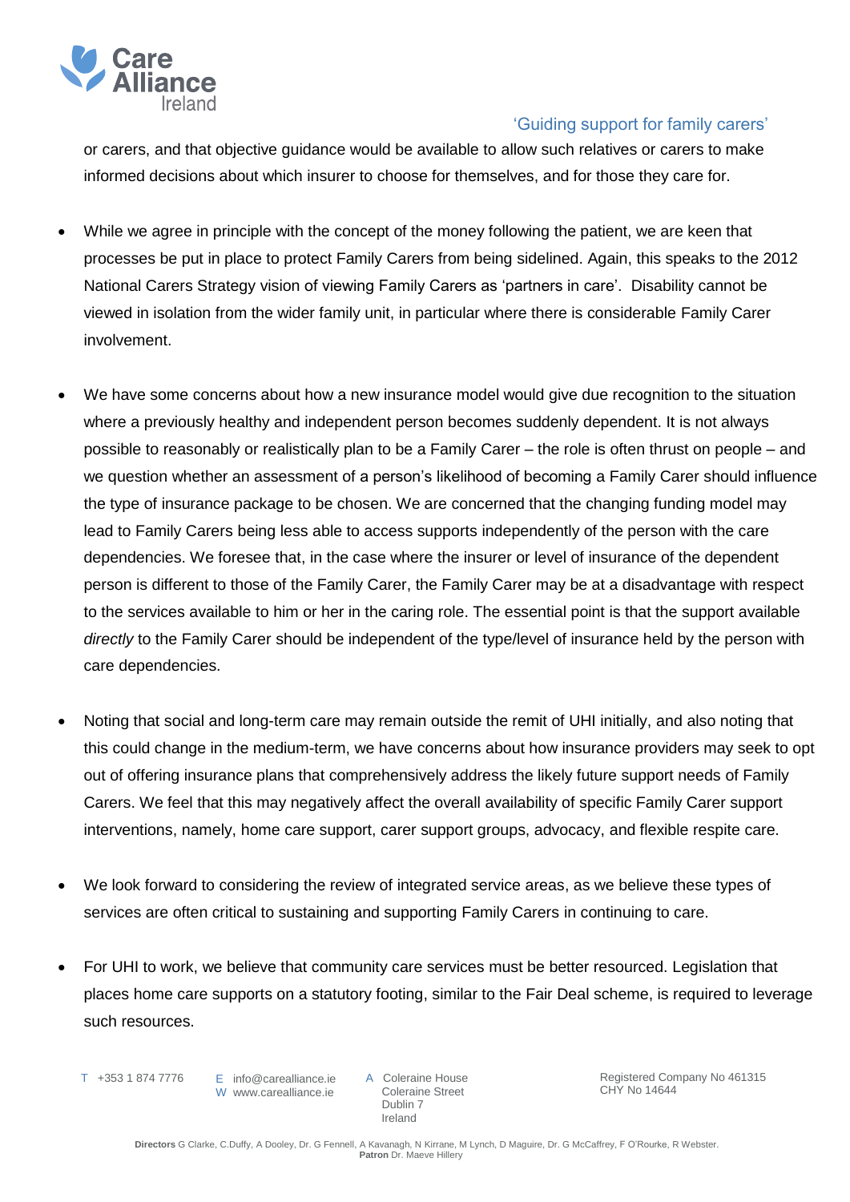or carers, and that objective guidance would be available to allow such relatives or carers to make informed decisions about which insurer to choose for themselves, and for those they care for.

- While we agree in principle with the concept of the money following the patient, we are keen that processes be put in place to protect Family Carers from being sidelined. Again, this speaks to the 2012 National Carers Strategy vision of viewing Family Carers as 'partners in care'. Disability cannot be viewed in isolation from the wider family unit, in particular where there is considerable Family Carer involvement.

- We have some concerns about how a new insurance model would give due recognition to the situation where a previously healthy and independent person becomes suddenly dependent. It is not always possible to reasonably or realistically plan to be a Family Carer – the role is often thrust on people – and we question whether an assessment of a person's likelihood of becoming a Family Carer should influence the type of insurance package to be chosen. We are concerned that the changing funding model may lead to Family Carers being less able to access supports independently of the person with the care dependencies. We foresee that, in the case where the insurer or level of insurance of the dependent person is different to those of the Family Carer, the Family Carer may be at a disadvantage with respect to the services available to him or her in the caring role. The essential point is that the support available *directly* to the Family Carer should be independent of the type/level of insurance held by the person with care dependencies.

- Noting that social and long-term care may remain outside the remit of UHI initially, and also noting that this could change in the medium-term, we have concerns about how insurance providers may seek to opt out of offering insurance plans that comprehensively address the likely future support needs of Family Carers. We feel that this may negatively affect the overall availability of specific Family Carer support interventions, namely, home care support, carer support groups, advocacy, and flexible respite care.

- We look forward to considering the review of integrated service areas, as we believe these types of services are often critical to sustaining and supporting Family Carers in continuing to care.

- For UHI to work, we believe that community care services must be better resourced. Legislation that places home care supports on a statutory footing, similar to the Fair Deal scheme, is required to leverage such resources.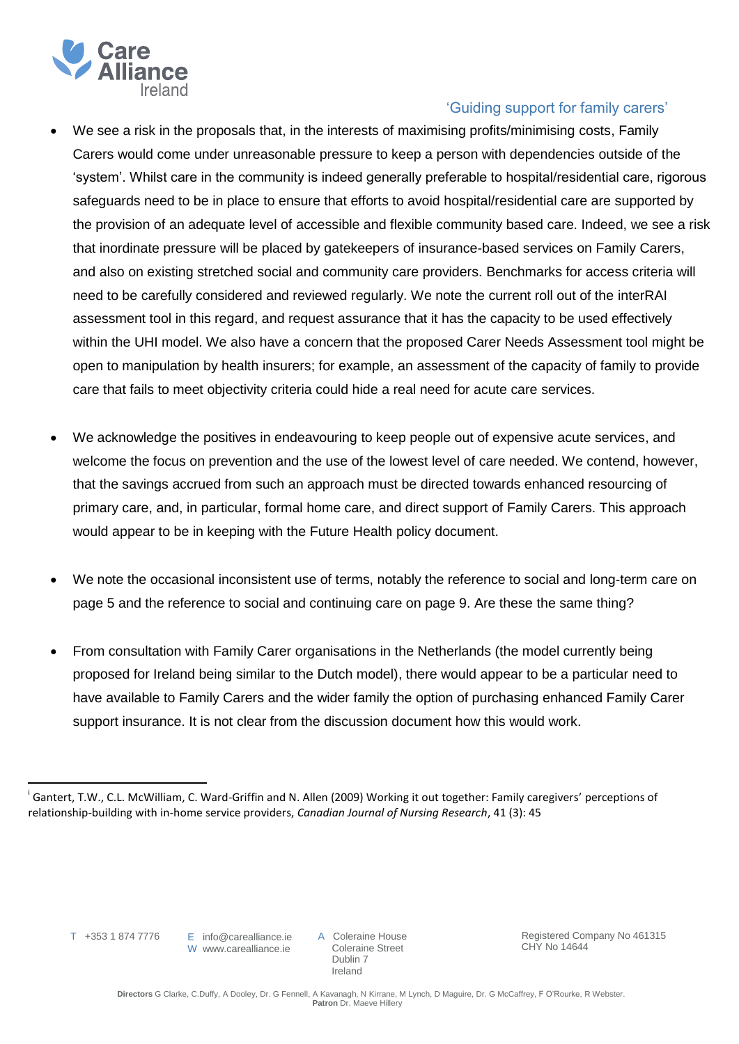- We see a risk in the proposals that, in the interests of maximising profits/minimising costs, Family Carers would come under unreasonable pressure to keep a person with dependencies outside of the 'system'. Whilst care in the community is indeed generally preferable to hospital/residential care, rigorous safeguards need to be in place to ensure that efforts to avoid hospital/residential care are supported by the provision of an adequate level of accessible and flexible community based care. Indeed, we see a risk that inordinate pressure will be placed by gatekeepers of insurance-based services on Family Carers, and also on existing stretched social and community care providers. Benchmarks for access criteria will need to be carefully considered and reviewed regularly. We note the current roll out of the interRAI assessment tool in this regard, and request assurance that it has the capacity to be used effectively within the UHI model. We also have a concern that the proposed Carer Needs Assessment tool might be open to manipulation by health insurers; for example, an assessment of the capacity of family to provide care that fails to meet objectivity criteria could hide a real need for acute care services.

- We acknowledge the positives in endeavouring to keep people out of expensive acute services, and welcome the focus on prevention and the use of the lowest level of care needed. We contend, however, that the savings accrued from such an approach must be directed towards enhanced resourcing of primary care, and, in particular, formal home care, and direct support of Family Carers. This approach would appear to be in keeping with the Future Health policy document.

- We note the occasional inconsistent use of terms, notably the reference to social and long-term care on page 5 and the reference to social and continuing care on page 9. Are these the same thing?

- From consultation with Family Carer organisations in the Netherlands (the model currently being proposed for Ireland being similar to the Dutch model), there would appear to be a particular need to have available to Family Carers and the wider family the option of purchasing enhanced Family Carer support insurance. It is not clear from the discussion document how this would work.

---

[i] Gantert, T.W., C.L. McWilliam, C. Ward-Griffin and N. Allen (2009) Working it out together: Family caregivers' perceptions of relationship-building with in-home service providers, *Canadian Journal of Nursing Research*, 41 (3): 45